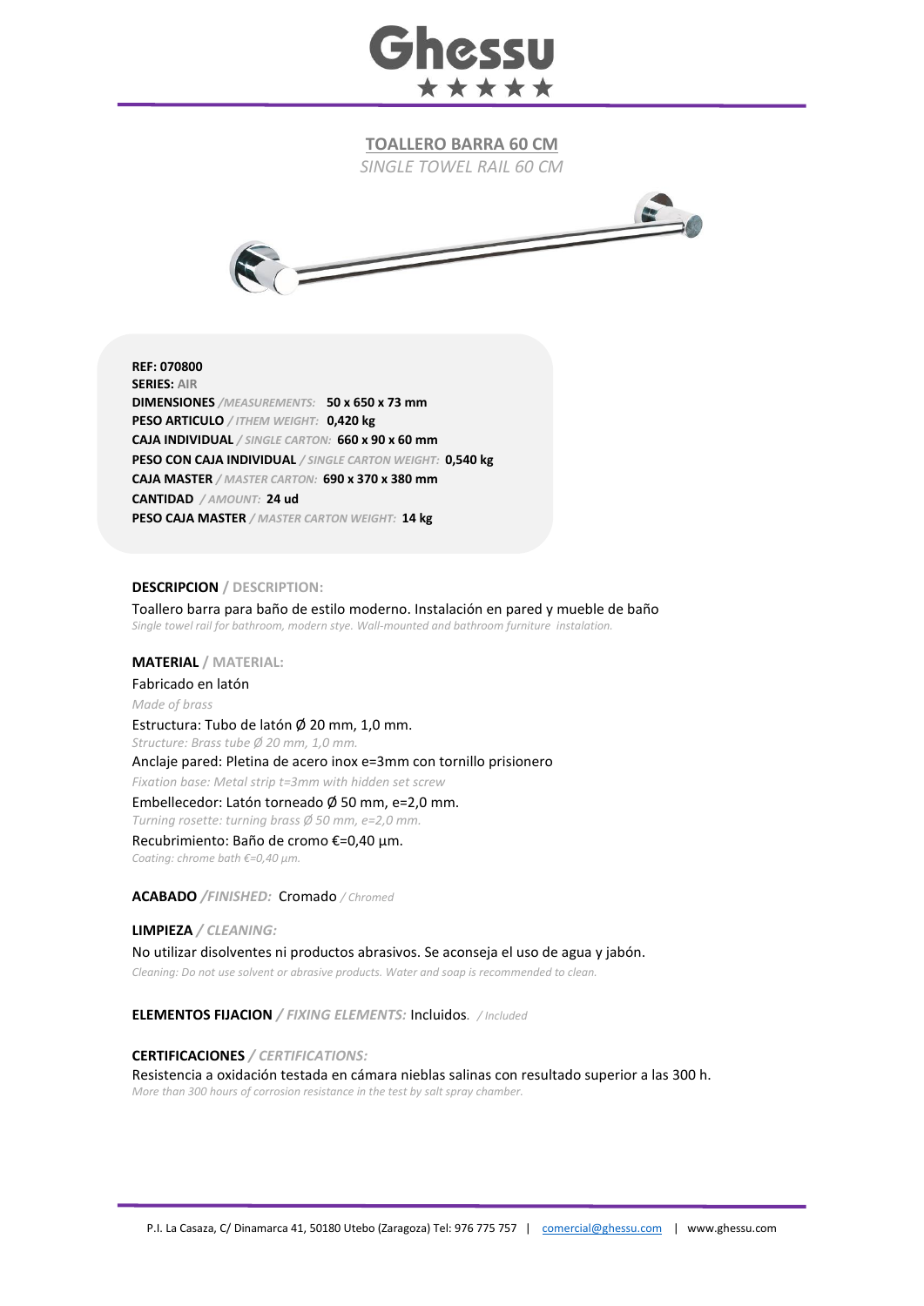# Ghessu

## TOALLERO BARRA 60 CM

*SINGLE TOWEL RAIL 60 CM*

**REF: 070800**
**SERIES:** AIR
**DIMENSIONES** */MEASUREMENTS:* **50 x 650 x 73 mm**
**PESO ARTICULO** */ ITHEM WEIGHT:* **0,420 kg**
**CAJA INDIVIDUAL** */ SINGLE CARTON:* **660 x 90 x 60 mm**
**PESO CON CAJA INDIVIDUAL** */ SINGLE CARTON WEIGHT:* **0,540 kg**
**CAJA MASTER** */ MASTER CARTON:* **690 x 370 x 380 mm**
**CANTIDAD** */ AMOUNT:* **24 ud**
**PESO CAJA MASTER** */ MASTER CARTON WEIGHT:* **14 kg**

**DESCRIPCION** / **DESCRIPTION:**

Toallero barra para baño de estilo moderno. Instalación en pared y mueble de baño
*Single towel rail for bathroom, modern stye. Wall-mounted and bathroom furniture instalation.*

**MATERIAL** / **MATERIAL:**

Fabricado en latón
*Made of brass*

Estructura: Tubo de latón Ø 20 mm, 1,0 mm.
*Structure: Brass tube Ø 20 mm, 1,0 mm.*

Anclaje pared: Pletina de acero inox e=3mm con tornillo prisionero
*Fixation base: Metal strip t=3mm with hidden set screw*

Embellecedor: Latón torneado Ø 50 mm, e=2,0 mm.
*Turning rosette: turning brass Ø 50 mm, e=2,0 mm.*

Recubrimiento: Baño de cromo €=0,40 µm.
*Coating: chrome bath €=0,40 µm.*

**ACABADO** */FINISHED:* Cromado */ Chromed*

**LIMPIEZA** */ CLEANING:*

No utilizar disolventes ni productos abrasivos. Se aconseja el uso de agua y jabón.
*Cleaning: Do not use solvent or abrasive products. Water and soap is recommended to clean.*

**ELEMENTOS FIJACION** */ FIXING ELEMENTS:* Incluidos. */ Included*

**CERTIFICACIONES** */ CERTIFICATIONS:*

Resistencia a oxidación testada en cámara nieblas salinas con resultado superior a las 300 h.
*More than 300 hours of corrosion resistance in the test by salt spray chamber.*

P.I. La Casaza, C/ Dinamarca 41, 50180 Utebo (Zaragoza) Tel: 976 775 757 | comercial@ghessu.com | www.ghessu.com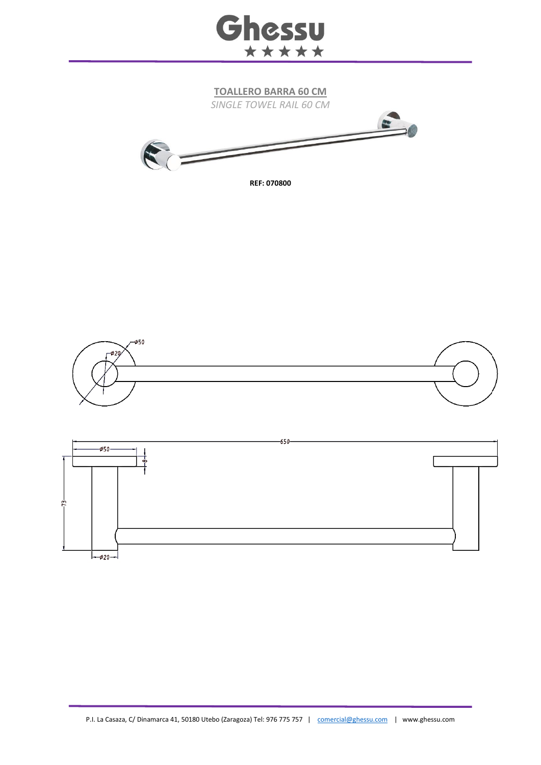**TOALLERO BARRA 60 CM**

*SINGLE TOWEL RAIL 60 CM*

**REF: 070800**

ø50
ø20

650
ø50
8
73
ø20

P.I. La Casaza, C/ Dinamarca 41, 50180 Utebo (Zaragoza) Tel: 976 775 757 | comercial@ghessu.com | www.ghessu.com